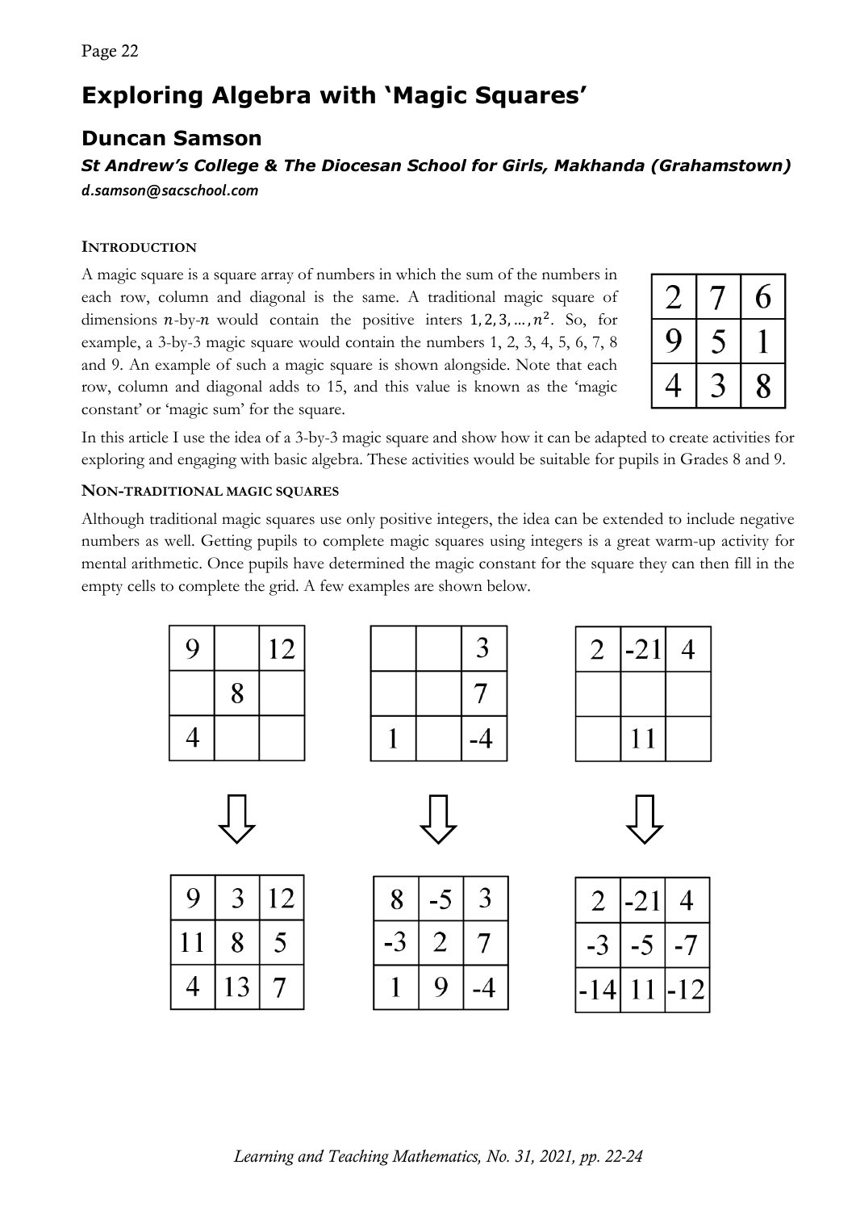# Exploring Algebra with 'Magic Squares'

## Duncan Samson

***St Andrew's College & The Diocesan School for Girls, Makhanda (Grahamstown)***

***d.samson@sacschool.com***

### INTRODUCTION

A magic square is a square array of numbers in which the sum of the numbers in each row, column and diagonal is the same. A traditional magic square of dimensions $n$-by-$n$ would contain the positive inters $1, 2, 3, \ldots, n^2$. So, for example, a 3-by-3 magic square would contain the numbers 1, 2, 3, 4, 5, 6, 7, 8 and 9. An example of such a magic square is shown alongside. Note that each row, column and diagonal adds to 15, and this value is known as the 'magic constant' or 'magic sum' for the square.

| | | |
|---|---|---|
| 2 | 7 | 6 |
| 9 | 5 | 1 |
| 4 | 3 | 8 |

In this article I use the idea of a 3-by-3 magic square and show how it can be adapted to create activities for exploring and engaging with basic algebra. These activities would be suitable for pupils in Grades 8 and 9.

### NON-TRADITIONAL MAGIC SQUARES

Although traditional magic squares use only positive integers, the idea can be extended to include negative numbers as well. Getting pupils to complete magic squares using integers is a great warm-up activity for mental arithmetic. Once pupils have determined the magic constant for the square they can then fill in the empty cells to complete the grid. A few examples are shown below.

| | | |
|---|---|---|
| 9 | | 12 |
| | 8 | |
| 4 | | |

⇩

| | | |
|---|---|---|
| 9 | 3 | 12 |
| 11 | 8 | 5 |
| 4 | 13 | 7 |

| | | |
|---|---|---|
| | | 3 |
| | | 7 |
| 1 | | -4 |

⇩

| | | |
|---|---|---|
| 8 | -5 | 3 |
| -3 | 2 | 7 |
| 1 | 9 | -4 |

| | | |
|---|---|---|
| 2 | -21 | 4 |
| | | |
| | 11 | |

⇩

| | | |
|---|---|---|
| 2 | -21 | 4 |
| -3 | -5 | -7 |
| -14 | 11 | -12 |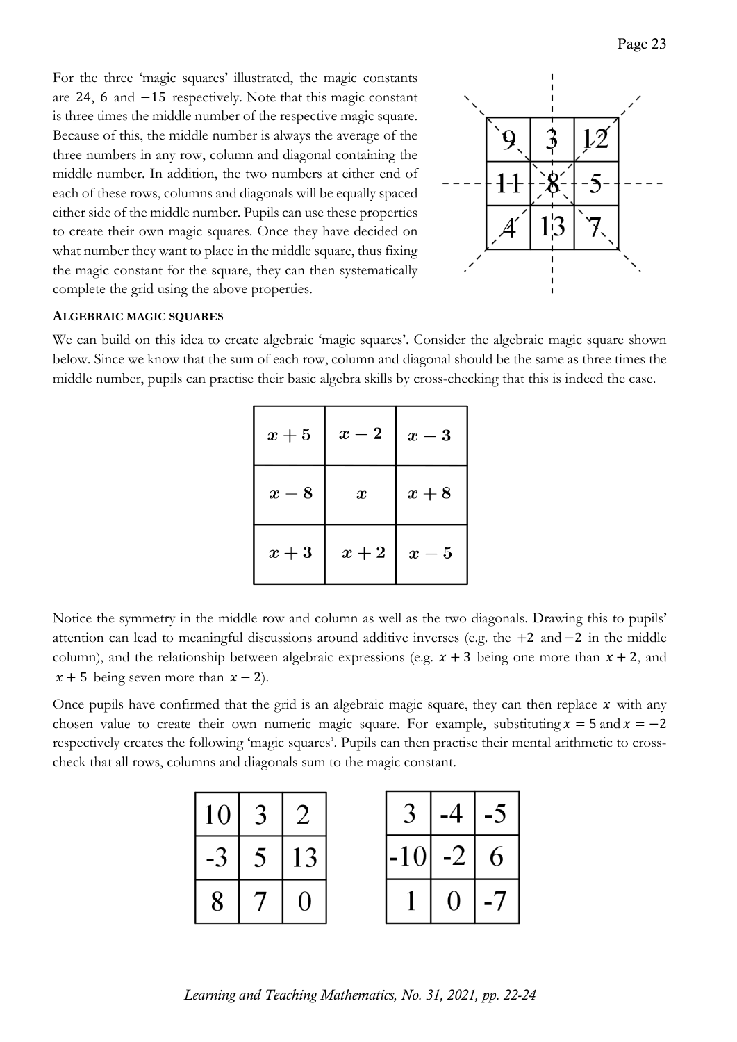For the three 'magic squares' illustrated, the magic constants are 24, 6 and $-15$ respectively. Note that this magic constant is three times the middle number of the respective magic square. Because of this, the middle number is always the average of the three numbers in any row, column and diagonal containing the middle number. In addition, the two numbers at either end of each of these rows, columns and diagonals will be equally spaced either side of the middle number. Pupils can use these properties to create their own magic squares. Once they have decided on what number they want to place in the middle square, thus fixing the magic constant for the square, they can then systematically complete the grid using the above properties.

| | | |
|---|---|---|
| 9 | 3 | 12 |
| 11 | 8 | 5 |
| 4 | 13 | 7 |

#### ALGEBRAIC MAGIC SQUARES

We can build on this idea to create algebraic 'magic squares'. Consider the algebraic magic square shown below. Since we know that the sum of each row, column and diagonal should be the same as three times the middle number, pupils can practise their basic algebra skills by cross-checking that this is indeed the case.

| | | |
|---|---|---|
| $x+5$ | $x-2$ | $x-3$ |
| $x-8$ | $x$ | $x+8$ |
| $x+3$ | $x+2$ | $x-5$ |

Notice the symmetry in the middle row and column as well as the two diagonals. Drawing this to pupils' attention can lead to meaningful discussions around additive inverses (e.g. the $+2$ and $-2$ in the middle column), and the relationship between algebraic expressions (e.g. $x+3$ being one more than $x+2$, and $x+5$ being seven more than $x-2$).

Once pupils have confirmed that the grid is an algebraic magic square, they can then replace $x$ with any chosen value to create their own numeric magic square. For example, substituting $x=5$ and $x=-2$ respectively creates the following 'magic squares'. Pupils can then practise their mental arithmetic to cross-check that all rows, columns and diagonals sum to the magic constant.

| | | |
|---|---|---|
| 10 | 3 | 2 |
| -3 | 5 | 13 |
| 8 | 7 | 0 |

| | | |
|---|---|---|
| 3 | -4 | -5 |
| -10 | -2 | 6 |
| 1 | 0 | -7 |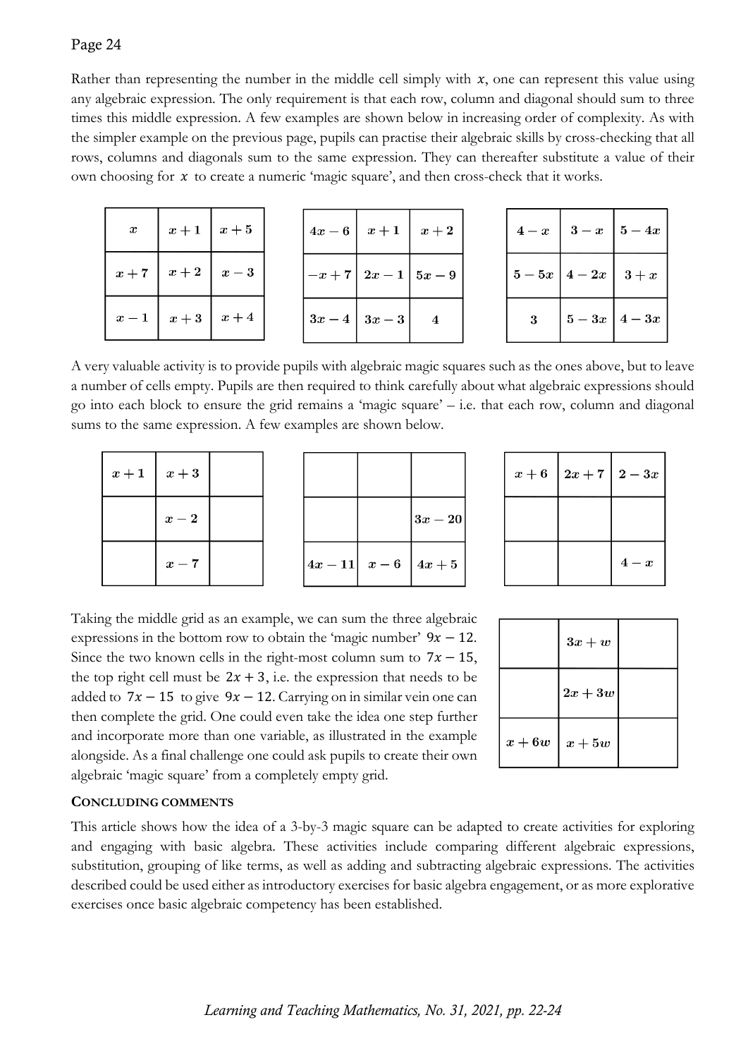Rather than representing the number in the middle cell simply with $x$, one can represent this value using any algebraic expression. The only requirement is that each row, column and diagonal should sum to three times this middle expression. A few examples are shown below in increasing order of complexity. As with the simpler example on the previous page, pupils can practise their algebraic skills by cross-checking that all rows, columns and diagonals sum to the same expression. They can thereafter substitute a value of their own choosing for $x$ to create a numeric 'magic square', and then cross-check that it works.

| | | |
|---|---|---|
| $x$ | $x+1$ | $x+5$ |
| $x+7$ | $x+2$ | $x-3$ |
| $x-1$ | $x+3$ | $x+4$ |

| | | |
|---|---|---|
| $4x-6$ | $x+1$ | $x+2$ |
| $-x+7$ | $2x-1$ | $5x-9$ |
| $3x-4$ | $3x-3$ | $4$ |

| | | |
|---|---|---|
| $4-x$ | $3-x$ | $5-4x$ |
| $5-5x$ | $4-2x$ | $3+x$ |
| $3$ | $5-3x$ | $4-3x$ |

A very valuable activity is to provide pupils with algebraic magic squares such as the ones above, but to leave a number of cells empty. Pupils are then required to think carefully about what algebraic expressions should go into each block to ensure the grid remains a 'magic square' – i.e. that each row, column and diagonal sums to the same expression. A few examples are shown below.

| | | |
|---|---|---|
| $x+1$ | $x+3$ | |
| | $x-2$ | |
| | $x-7$ | |

| | | |
|---|---|---|
| | | |
| | | $3x-20$ |
| $4x-11$ | $x-6$ | $4x+5$ |

| | | |
|---|---|---|
| $x+6$ | $2x+7$ | $2-3x$ |
| | | |
| | | $4-x$ |

Taking the middle grid as an example, we can sum the three algebraic expressions in the bottom row to obtain the 'magic number' $9x-12$. Since the two known cells in the right-most column sum to $7x-15$, the top right cell must be $2x+3$, i.e. the expression that needs to be added to $7x-15$ to give $9x-12$. Carrying on in similar vein one can then complete the grid. One could even take the idea one step further and incorporate more than one variable, as illustrated in the example alongside. As a final challenge one could ask pupils to create their own algebraic 'magic square' from a completely empty grid.

| | | |
|---|---|---|
| | $3x+w$ | |
| | $2x+3w$ | |
| $x+6w$ | $x+5w$ | |

## Concluding comments

This article shows how the idea of a 3-by-3 magic square can be adapted to create activities for exploring and engaging with basic algebra. These activities include comparing different algebraic expressions, substitution, grouping of like terms, as well as adding and subtracting algebraic expressions. The activities described could be used either as introductory exercises for basic algebra engagement, or as more explorative exercises once basic algebraic competency has been established.